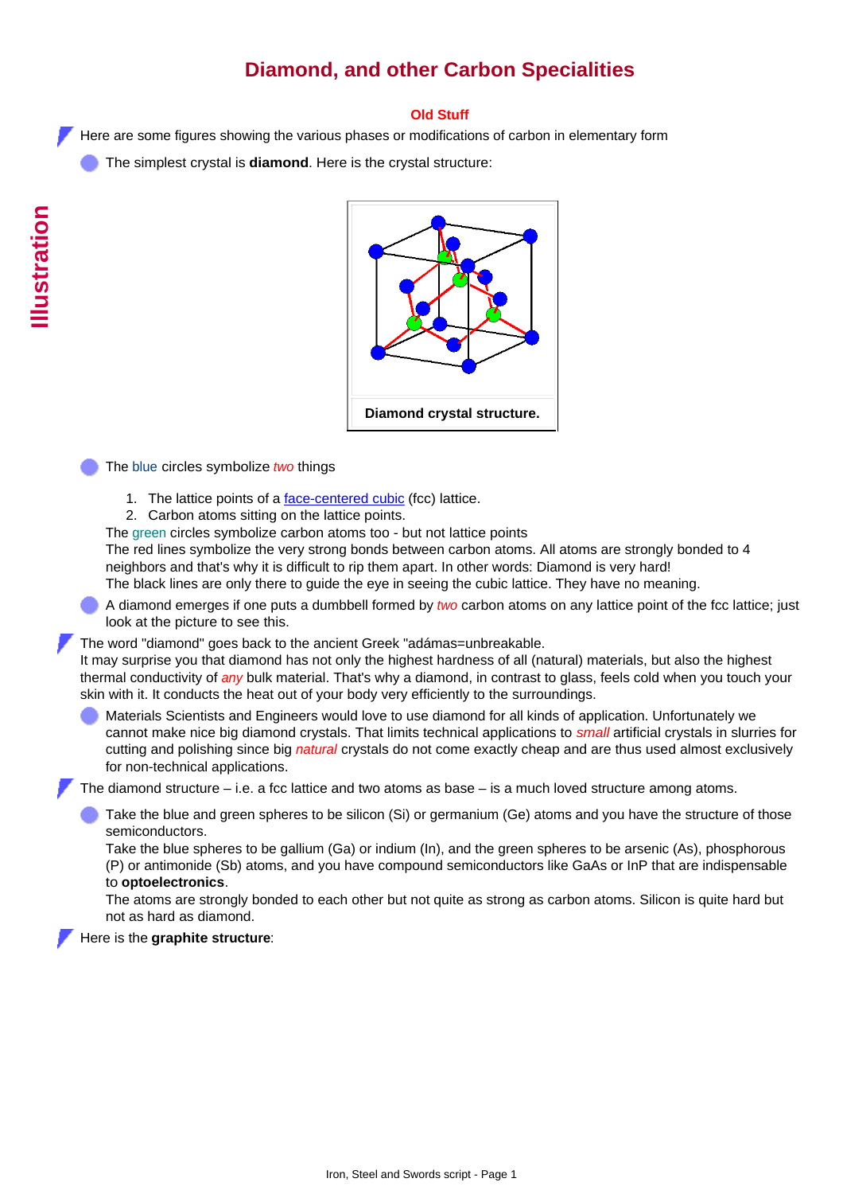# Diamond, and other Carbon Specialities

## Old Stuff

Illustration

- Here are some figures showing the various phases or modifications of carbon in elementary form
  - The simplest crystal is **diamond**. Here is the crystal structure:

Diamond crystal structure.

  - The blue circles symbolize *two* things
    1. The lattice points of a face-centered cubic (fcc) lattice.
    2. Carbon atoms sitting on the lattice points.

    The green circles symbolize carbon atoms too - but not lattice points
    The red lines symbolize the very strong bonds between carbon atoms. All atoms are strongly bonded to 4 neighbors and that's why it is difficult to rip them apart. In other words: Diamond is very hard!
    The black lines are only there to guide the eye in seeing the cubic lattice. They have no meaning.
  - A diamond emerges if one puts a dumbbell formed by *two* carbon atoms on any lattice point of the fcc lattice; just look at the picture to see this.
- The word "diamond" goes back to the ancient Greek "adámas=unbreakable.
  It may surprise you that diamond has not only the highest hardness of all (natural) materials, but also the highest thermal conductivity of *any* bulk material. That's why a diamond, in contrast to glass, feels cold when you touch your skin with it. It conducts the heat out of your body very efficiently to the surroundings.
  - Materials Scientists and Engineers would love to use diamond for all kinds of application. Unfortunately we cannot make nice big diamond crystals. That limits technical applications to *small* artificial crystals in slurries for cutting and polishing since big *natural* crystals do not come exactly cheap and are thus used almost exclusively for non-technical applications.
- The diamond structure – i.e. a fcc lattice and two atoms as base – is a much loved structure among atoms.
  - Take the blue and green spheres to be silicon (Si) or germanium (Ge) atoms and you have the structure of those semiconductors.
    Take the blue spheres to be gallium (Ga) or indium (In), and the green spheres to be arsenic (As), phosphorous (P) or antimonide (Sb) atoms, and you have compound semiconductors like GaAs or InP that are indispensable to **optoelectronics**.
    The atoms are strongly bonded to each other but not quite as strong as carbon atoms. Silicon is quite hard but not as hard as diamond.
- Here is the **graphite structure**: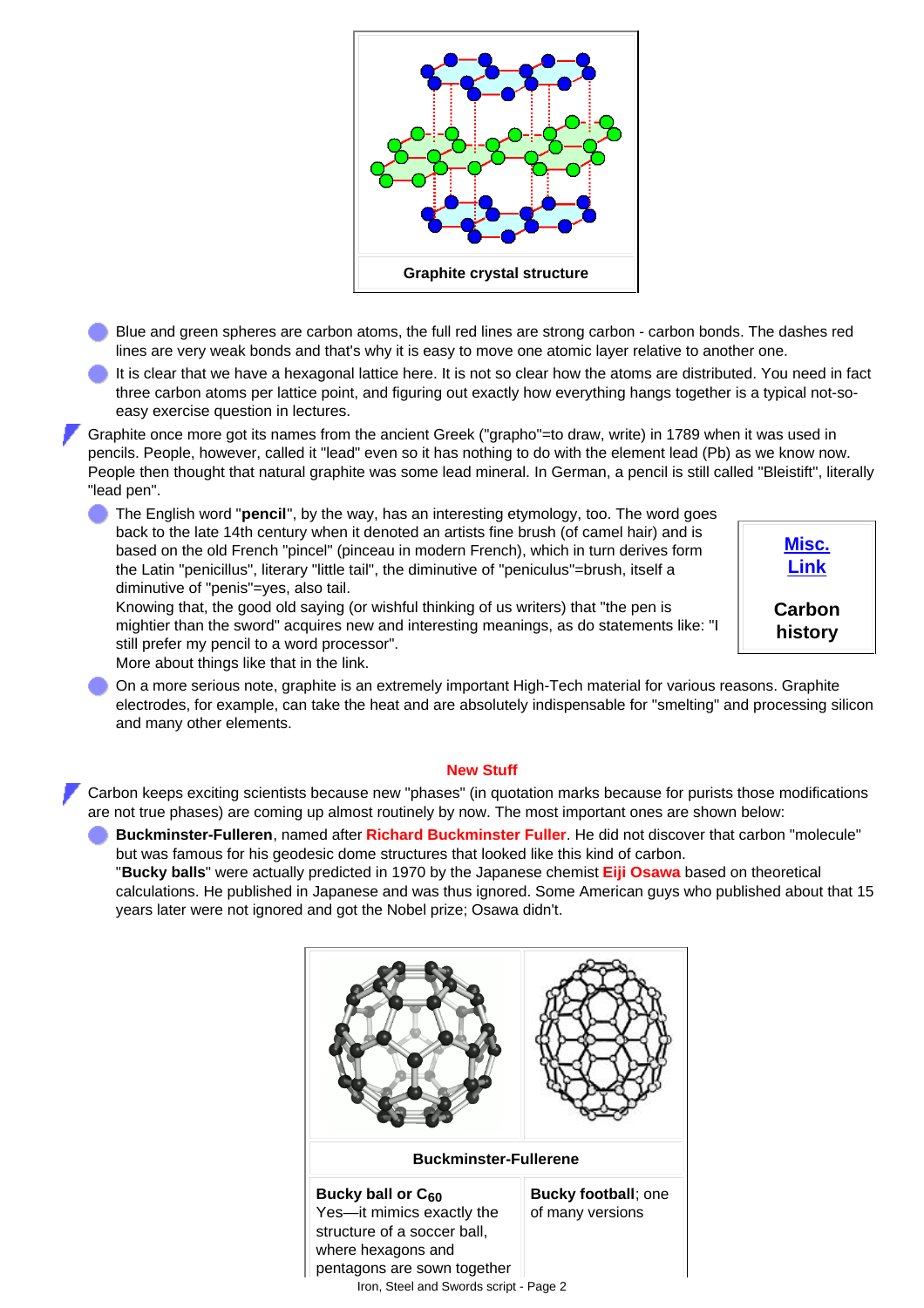**Graphite crystal structure**

- Blue and green spheres are carbon atoms, the full red lines are strong carbon - carbon bonds. The dashes red lines are very weak bonds and that's why it is easy to move one atomic layer relative to another one.
- It is clear that we have a hexagonal lattice here. It is not so clear how the atoms are distributed. You need in fact three carbon atoms per lattice point, and figuring out exactly how everything hangs together is a typical not-so-easy exercise question in lectures.

Graphite once more got its names from the ancient Greek ("grapho"=to draw, write) in 1789 when it was used in pencils. People, however, called it "lead" even so it has nothing to do with the element lead (Pb) as we know now. People then thought that natural graphite was some lead mineral. In German, a pencil is still called "Bleistift", literally "lead pen".

- The English word "**pencil**", by the way, has an interesting etymology, too. The word goes back to the late 14th century when it denoted an artists fine brush (of camel hair) and is based on the old French "pincel" (pinceau in modern French), which in turn derives form the Latin "penicillus", literary "little tail", the diminutive of "peniculus"=brush, itself a diminutive of "penis"=yes, also tail.
  Knowing that, the good old saying (or wishful thinking of us writers) that "the pen is mightier than the sword" acquires new and interesting meanings, as do statements like: "I still prefer my pencil to a word processor".
  More about things like that in the link.

  **Misc. Link**
  **Carbon history**

- On a more serious note, graphite is an extremely important High-Tech material for various reasons. Graphite electrodes, for example, can take the heat and are absolutely indispensable for "smelting" and processing silicon and many other elements.

### New Stuff

Carbon keeps exciting scientists because new "phases" (in quotation marks because for purists those modifications are not true phases) are coming up almost routinely by now. The most important ones are shown below:

- **Buckminster-Fulleren**, named after **Richard Buckminster Fuller**. He did not discover that carbon "molecule" but was famous for his geodesic dome structures that looked like this kind of carbon.
  "**Bucky balls**" were actually predicted in 1970 by the Japanese chemist **Eiji Osawa** based on theoretical calculations. He published in Japanese and was thus ignored. Some American guys who published about that 15 years later were not ignored and got the Nobel prize; Osawa didn't.

**Buckminster-Fullerene**

| **Bucky ball or $C_{60}$** Yes—it mimics exactly the structure of a soccer ball, where hexagons and pentagons are sown together | **Bucky football**; one of many versions |
|---|---|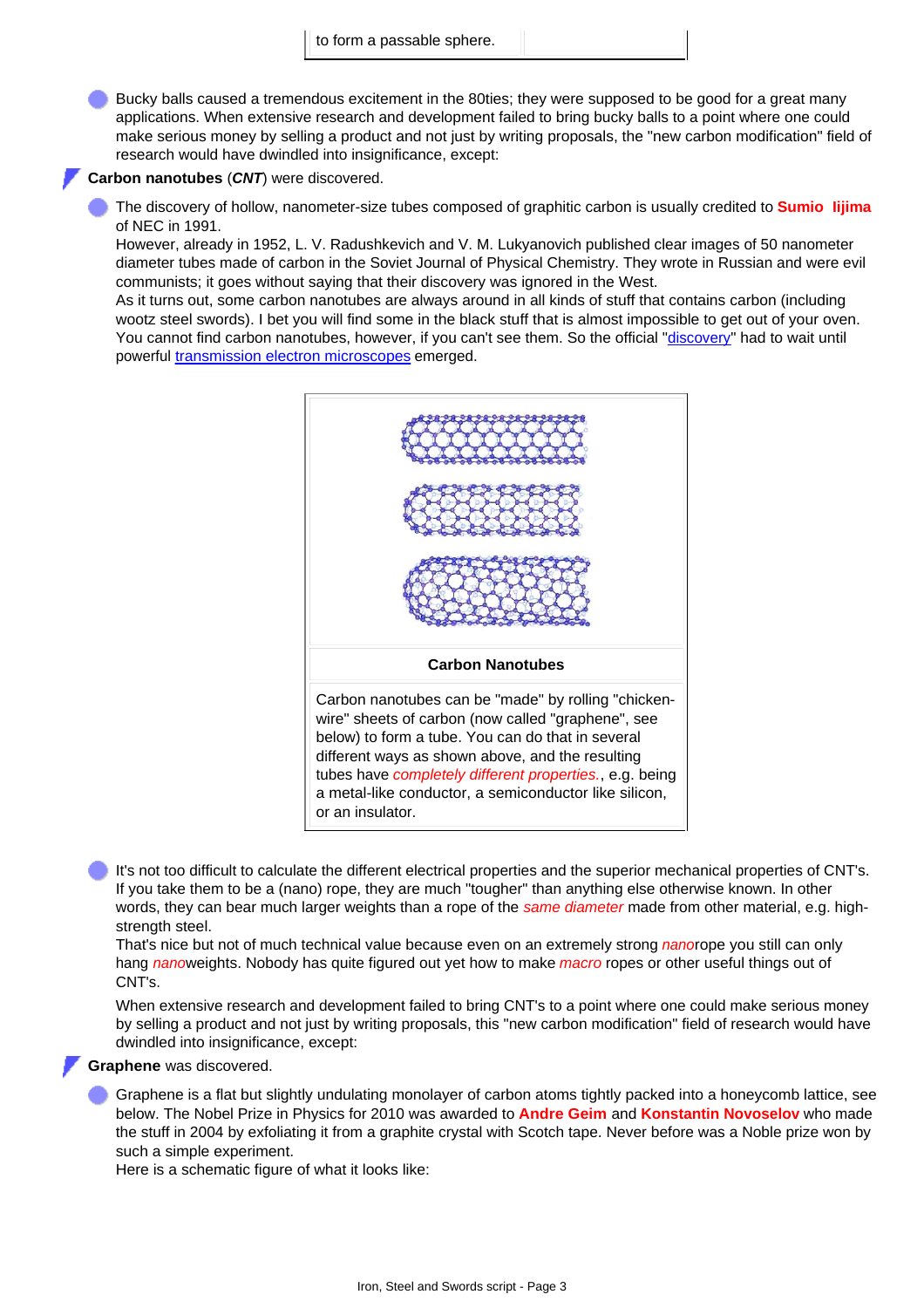to form a passable sphere.

- Bucky balls caused a tremendous excitement in the 80ties; they were supposed to be good for a great many applications. When extensive research and development failed to bring bucky balls to a point where one could make serious money by selling a product and not just by writing proposals, the "new carbon modification" field of research would have dwindled into insignificance, except:

**Carbon nanotubes** (***CNT***) were discovered.

- The discovery of hollow, nanometer-size tubes composed of graphitic carbon is usually credited to **Sumio Iijima** of NEC in 1991.
  However, already in 1952, L. V. Radushkevich and V. M. Lukyanovich published clear images of 50 nanometer diameter tubes made of carbon in the Soviet Journal of Physical Chemistry. They wrote in Russian and were evil communists; it goes without saying that their discovery was ignored in the West.
  As it turns out, some carbon nanotubes are always around in all kinds of stuff that contains carbon (including wootz steel swords). I bet you will find some in the black stuff that is almost impossible to get out of your oven. You cannot find carbon nanotubes, however, if you can't see them. So the official "discovery" had to wait until powerful transmission electron microscopes emerged.

| **Carbon Nanotubes** |
| --- |
| Carbon nanotubes can be "made" by rolling "chicken-wire" sheets of carbon (now called "graphene", see below) to form a tube. You can do that in several different ways as shown above, and the resulting tubes have *completely different properties.*, e.g. being a metal-like conductor, a semiconductor like silicon, or an insulator. |

- It's not too difficult to calculate the different electrical properties and the superior mechanical properties of CNT's. If you take them to be a (nano) rope, they are much "tougher" than anything else otherwise known. In other words, they can bear much larger weights than a rope of the *same diameter* made from other material, e.g. high-strength steel.
  That's nice but not of much technical value because even on an extremely strong *nano*rope you still can only hang *nano*weights. Nobody has quite figured out yet how to make *macro* ropes or other useful things out of CNT's.

  When extensive research and development failed to bring CNT's to a point where one could make serious money by selling a product and not just by writing proposals, this "new carbon modification" field of research would have dwindled into insignificance, except:

**Graphene** was discovered.

- Graphene is a flat but slightly undulating monolayer of carbon atoms tightly packed into a honeycomb lattice, see below. The Nobel Prize in Physics for 2010 was awarded to **Andre Geim** and **Konstantin Novoselov** who made the stuff in 2004 by exfoliating it from a graphite crystal with Scotch tape. Never before was a Noble prize won by such a simple experiment.
  Here is a schematic figure of what it looks like: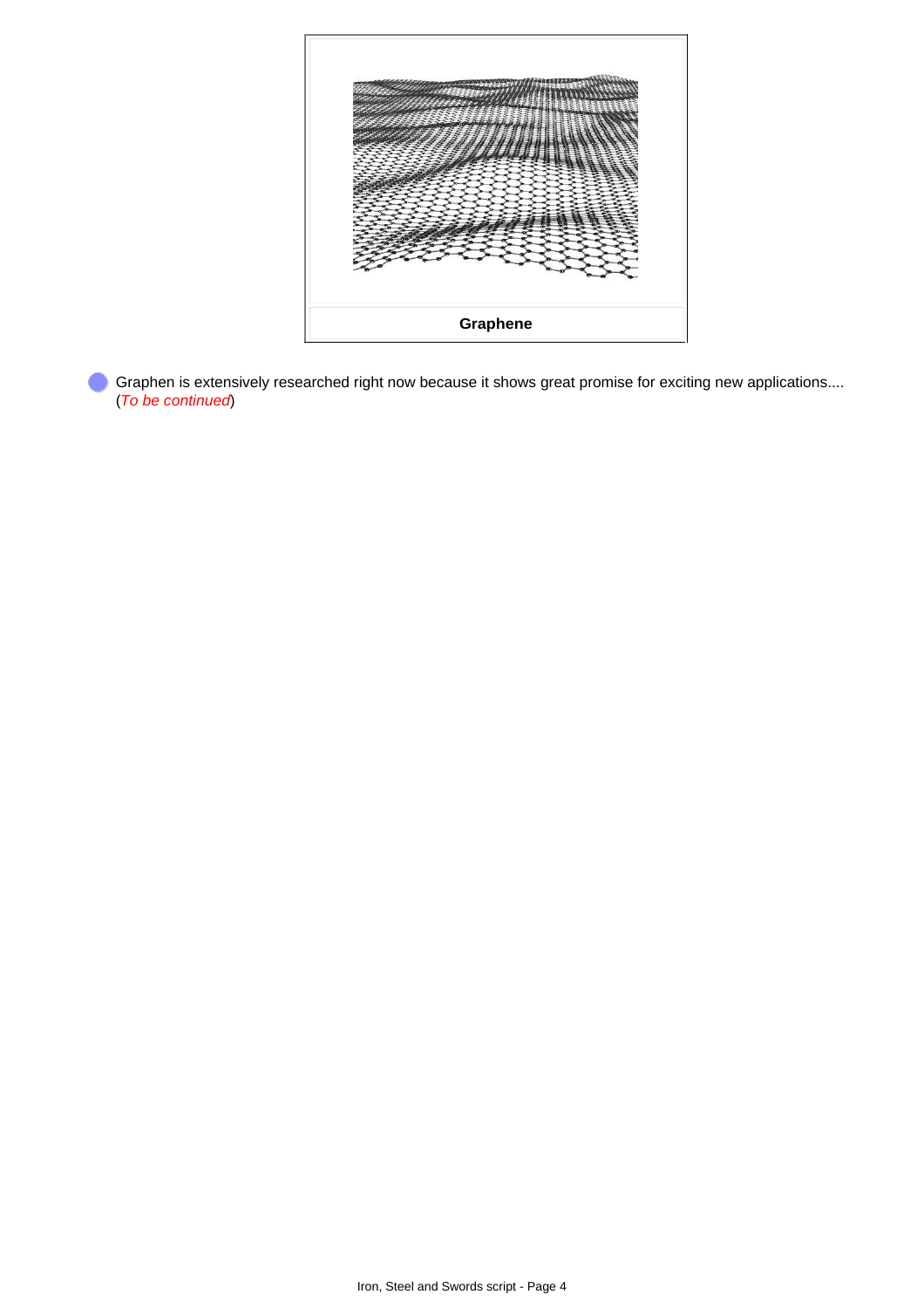Graphene

- Graphen is extensively researched right now because it shows great promise for exciting new applications.... (*To be continued*)